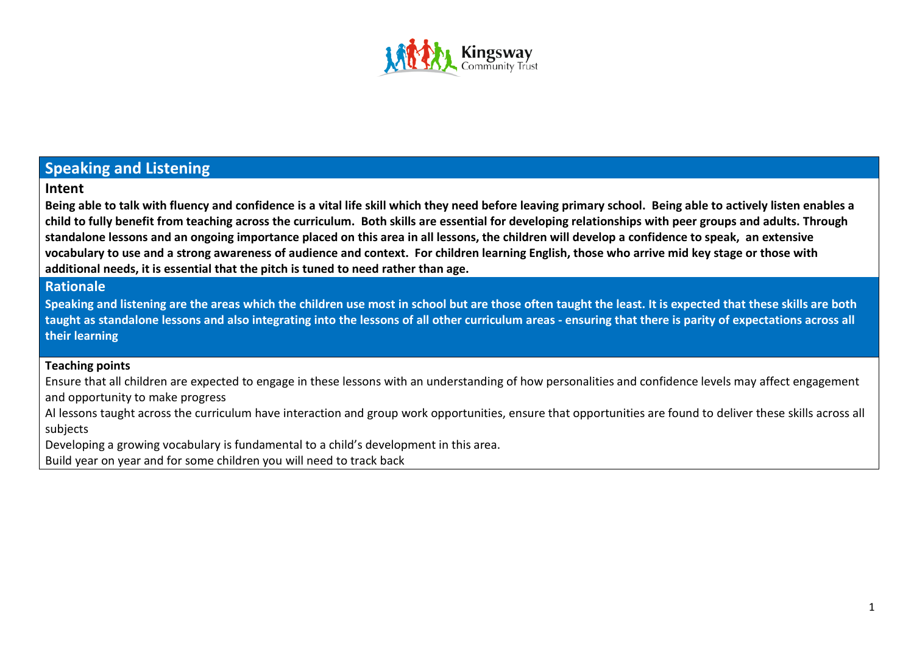Kingsway Community Trust

## Speaking and Listening

### Intent

**Being able to talk with fluency and confidence is a vital life skill which they need before leaving primary school. Being able to actively listen enables a child to fully benefit from teaching across the curriculum. Both skills are essential for developing relationships with peer groups and adults. Through standalone lessons and an ongoing importance placed on this area in all lessons, the children will develop a confidence to speak, an extensive vocabulary to use and a strong awareness of audience and context. For children learning English, those who arrive mid key stage or those with additional needs, it is essential that the pitch is tuned to need rather than age.**

### Rationale

**Speaking and listening are the areas which the children use most in school but are those often taught the least. It is expected that these skills are both taught as standalone lessons and also integrating into the lessons of all other curriculum areas - ensuring that there is parity of expectations across all their learning**

**Teaching points**

Ensure that all children are expected to engage in these lessons with an understanding of how personalities and confidence levels may affect engagement and opportunity to make progress

Al lessons taught across the curriculum have interaction and group work opportunities, ensure that opportunities are found to deliver these skills across all subjects

Developing a growing vocabulary is fundamental to a child's development in this area.

Build year on year and for some children you will need to track back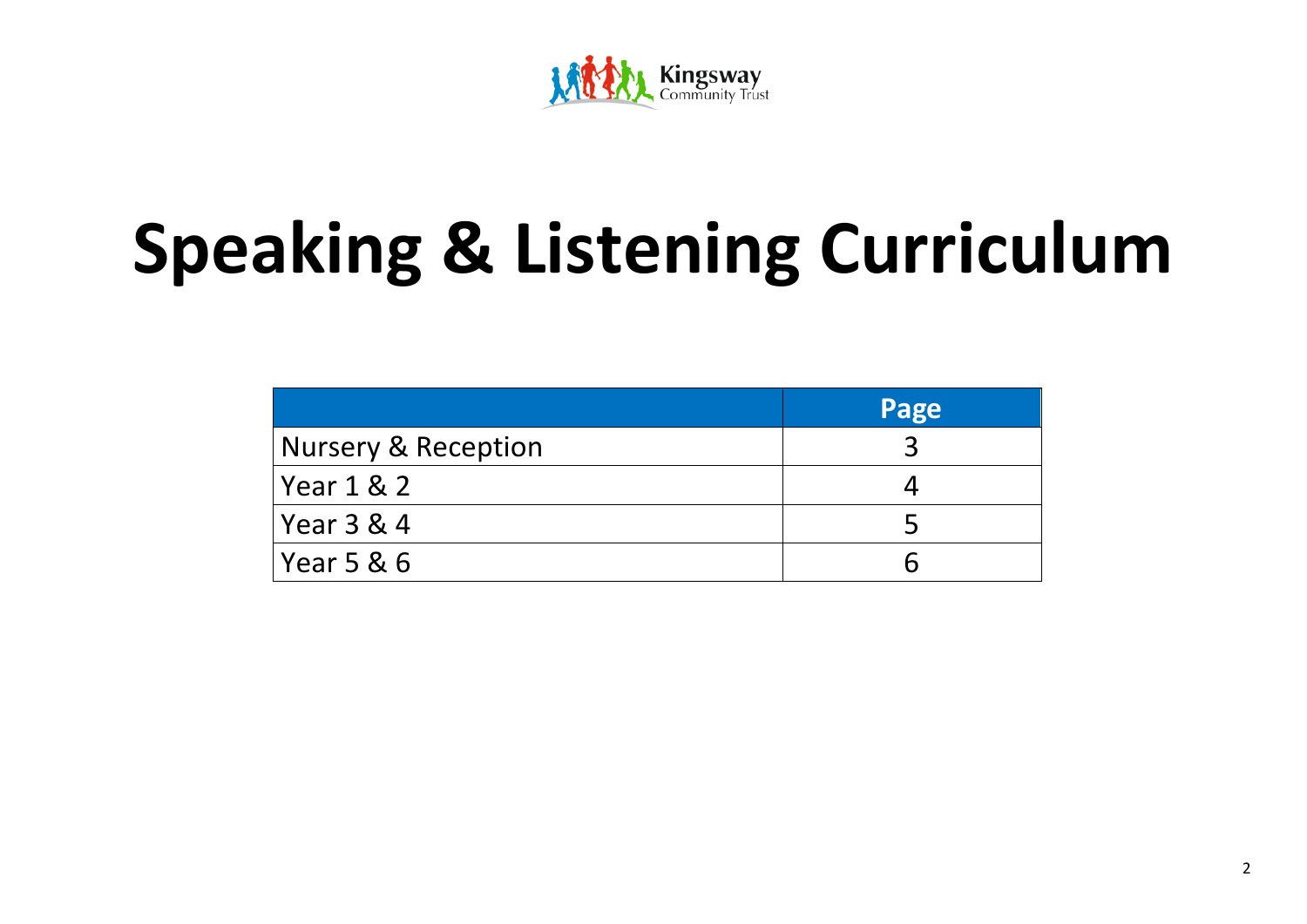Kingsway Community Trust

# Speaking & Listening Curriculum

| | Page |
|---|---|
| Nursery & Reception | 3 |
| Year 1 & 2 | 4 |
| Year 3 & 4 | 5 |
| Year 5 & 6 | 6 |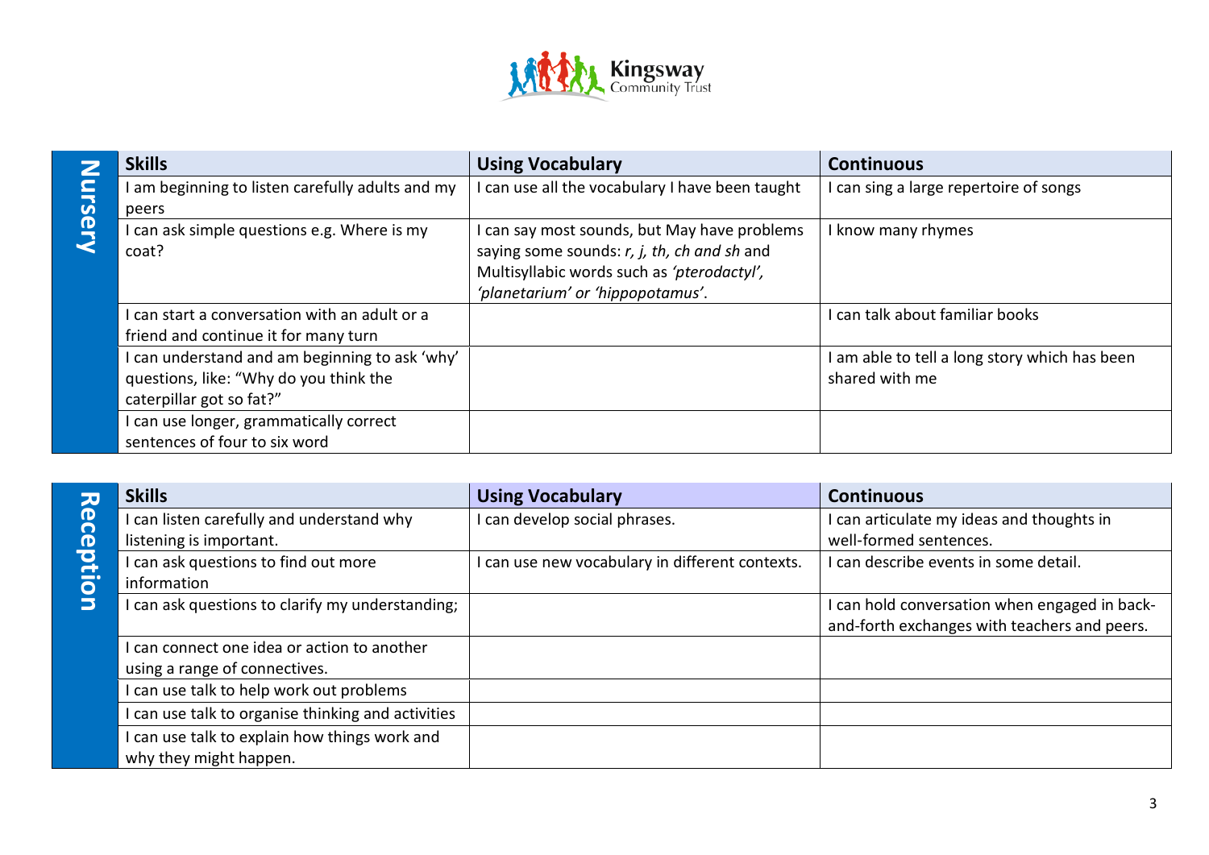## Nursery

| Skills | Using Vocabulary | Continuous |
| --- | --- | --- |
| I am beginning to listen carefully adults and my peers | I can use all the vocabulary I have been taught | I can sing a large repertoire of songs |
| I can ask simple questions e.g. Where is my coat? | I can say most sounds, but May have problems saying some sounds: *r, j, th, ch and sh* and Multisyllabic words such as *'pterodactyl', 'planetarium' or 'hippopotamus'*. | I know many rhymes |
| I can start a conversation with an adult or a friend and continue it for many turn | | I can talk about familiar books |
| I can understand and am beginning to ask 'why' questions, like: "Why do you think the caterpillar got so fat?" | | I am able to tell a long story which has been shared with me |
| I can use longer, grammatically correct sentences of four to six word | | |

## Reception

| Skills | Using Vocabulary | Continuous |
| --- | --- | --- |
| I can listen carefully and understand why listening is important. | I can develop social phrases. | I can articulate my ideas and thoughts in well-formed sentences. |
| I can ask questions to find out more information | I can use new vocabulary in different contexts. | I can describe events in some detail. |
| I can ask questions to clarify my understanding; | | I can hold conversation when engaged in back-and-forth exchanges with teachers and peers. |
| I can connect one idea or action to another using a range of connectives. | | |
| I can use talk to help work out problems | | |
| I can use talk to organise thinking and activities | | |
| I can use talk to explain how things work and why they might happen. | | |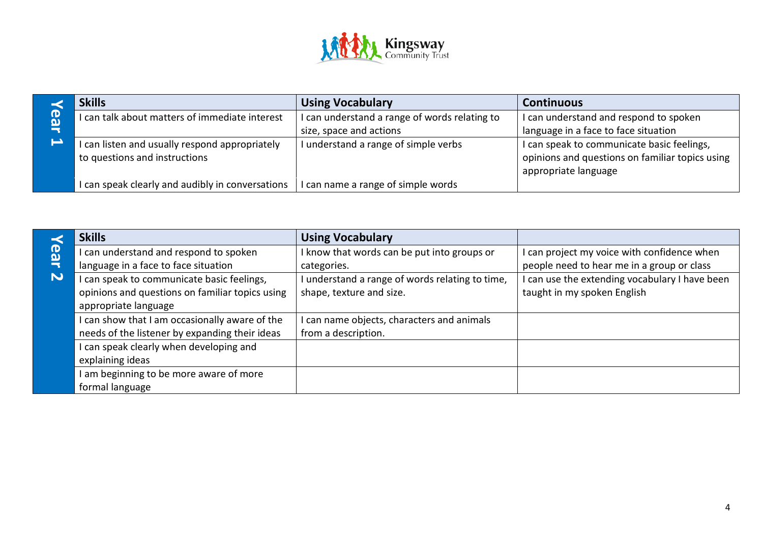## Year 1

| Skills | Using Vocabulary | Continuous |
|---|---|---|
| I can talk about matters of immediate interest | I can understand a range of words relating to size, space and actions | I can understand and respond to spoken language in a face to face situation |
| I can listen and usually respond appropriately to questions and instructions | I understand a range of simple verbs | I can speak to communicate basic feelings, opinions and questions on familiar topics using appropriate language |
| I can speak clearly and audibly in conversations | I can name a range of simple words | |

## Year 2

| Skills | Using Vocabulary | |
|---|---|---|
| I can understand and respond to spoken language in a face to face situation | I know that words can be put into groups or categories. | I can project my voice with confidence when people need to hear me in a group or class |
| I can speak to communicate basic feelings, opinions and questions on familiar topics using appropriate language | I understand a range of words relating to time, shape, texture and size. | I can use the extending vocabulary I have been taught in my spoken English |
| I can show that I am occasionally aware of the needs of the listener by expanding their ideas | I can name objects, characters and animals from a description. | |
| I can speak clearly when developing and explaining ideas | | |
| I am beginning to be more aware of more formal language | | |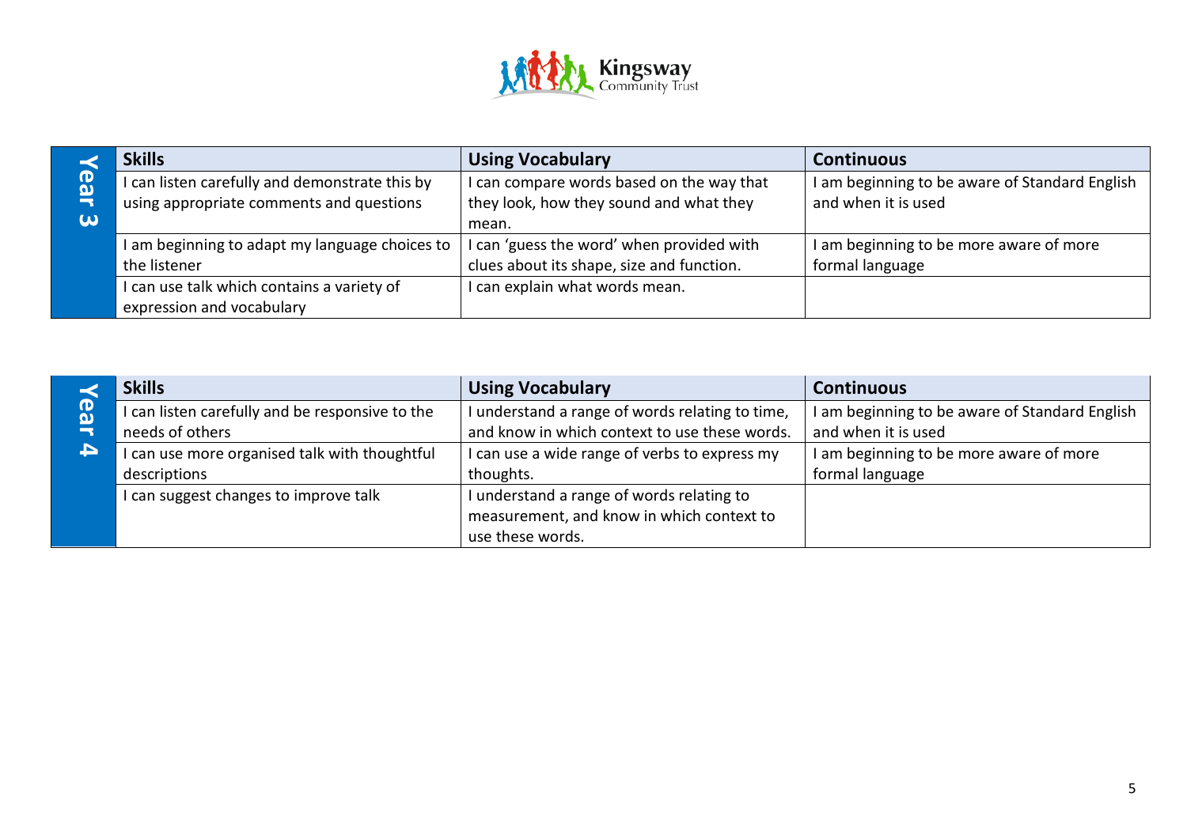## Year 3

| Skills | Using Vocabulary | Continuous |
|---|---|---|
| I can listen carefully and demonstrate this by using appropriate comments and questions | I can compare words based on the way that they look, how they sound and what they mean. | I am beginning to be aware of Standard English and when it is used |
| I am beginning to adapt my language choices to the listener | I can 'guess the word' when provided with clues about its shape, size and function. | I am beginning to be more aware of more formal language |
| I can use talk which contains a variety of expression and vocabulary | I can explain what words mean. | |

## Year 4

| Skills | Using Vocabulary | Continuous |
|---|---|---|
| I can listen carefully and be responsive to the needs of others | I understand a range of words relating to time, and know in which context to use these words. | I am beginning to be aware of Standard English and when it is used |
| I can use more organised talk with thoughtful descriptions | I can use a wide range of verbs to express my thoughts. | I am beginning to be more aware of more formal language |
| I can suggest changes to improve talk | I understand a range of words relating to measurement, and know in which context to use these words. | |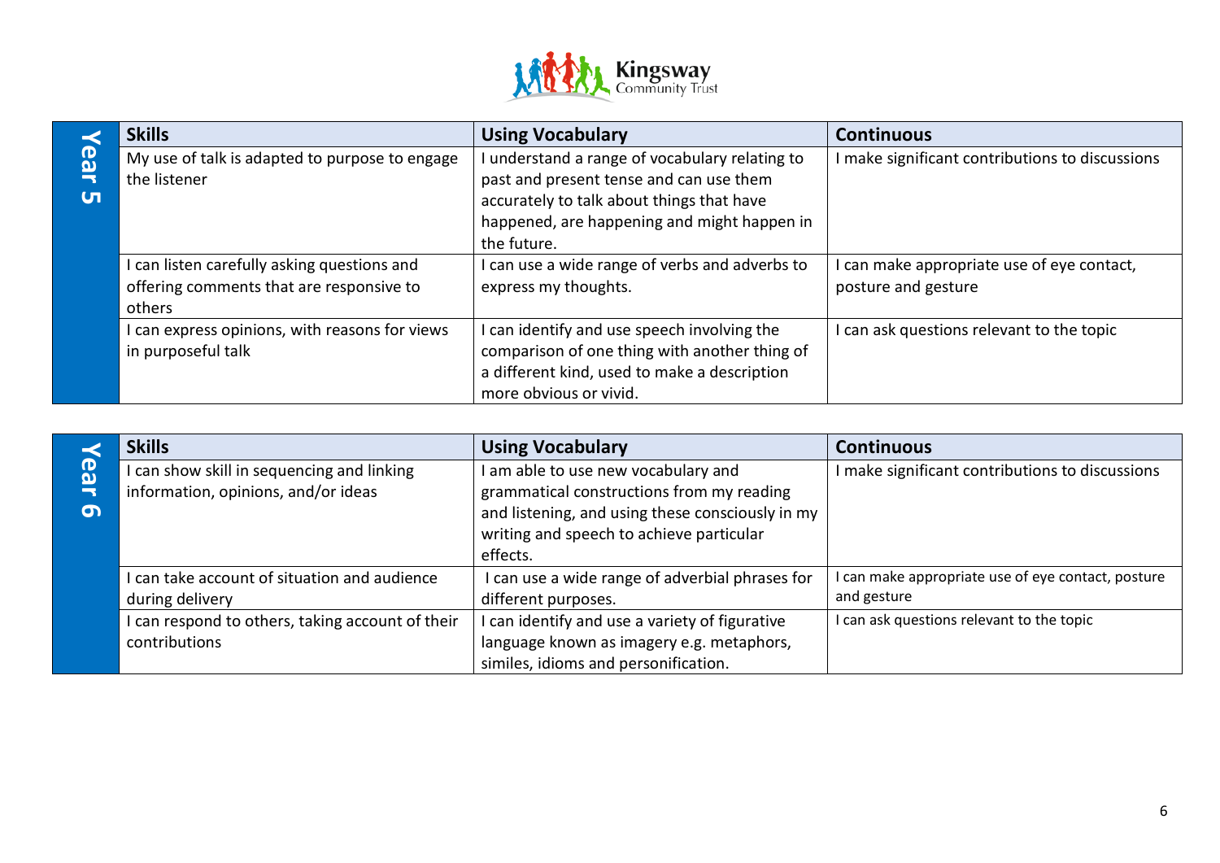| Year 5 | Skills | Using Vocabulary | Continuous |
|---|---|---|---|
| | My use of talk is adapted to purpose to engage the listener | I understand a range of vocabulary relating to past and present tense and can use them accurately to talk about things that have happened, are happening and might happen in the future. | I make significant contributions to discussions |
| | I can listen carefully asking questions and offering comments that are responsive to others | I can use a wide range of verbs and adverbs to express my thoughts. | I can make appropriate use of eye contact, posture and gesture |
| | I can express opinions, with reasons for views in purposeful talk | I can identify and use speech involving the comparison of one thing with another thing of a different kind, used to make a description more obvious or vivid. | I can ask questions relevant to the topic |

| Year 6 | Skills | Using Vocabulary | Continuous |
|---|---|---|---|
| | I can show skill in sequencing and linking information, opinions, and/or ideas | I am able to use new vocabulary and grammatical constructions from my reading and listening, and using these consciously in my writing and speech to achieve particular effects. | I make significant contributions to discussions |
| | I can take account of situation and audience during delivery | I can use a wide range of adverbial phrases for different purposes. | I can make appropriate use of eye contact, posture and gesture |
| | I can respond to others, taking account of their contributions | I can identify and use a variety of figurative language known as imagery e.g. metaphors, similes, idioms and personification. | I can ask questions relevant to the topic |